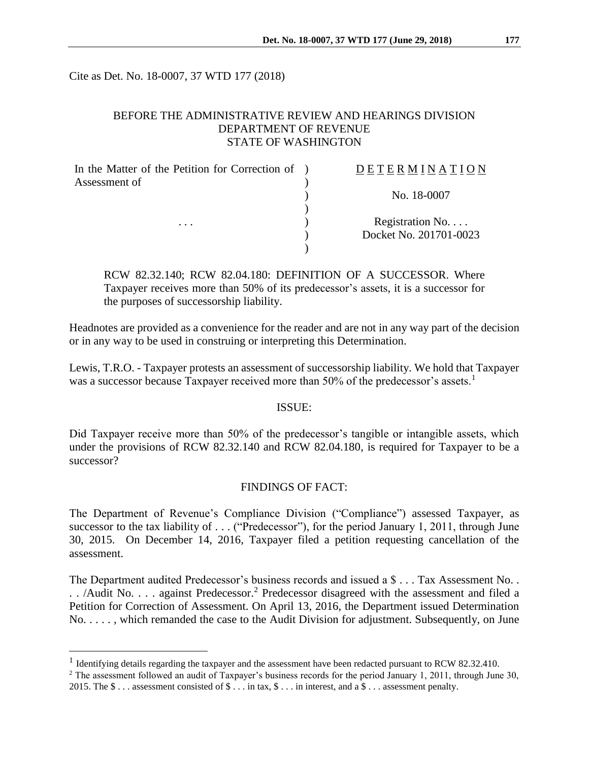Cite as Det. No. 18-0007, 37 WTD 177 (2018)

BEFORE THE ADMINISTRATIVE REVIEW AND HEARINGS DIVISION
DEPARTMENT OF REVENUE
STATE OF WASHINGTON

| In the Matter of the Petition for Correction of Assessment of | ) | DETERMINATION |
|---|---|---|
| | ) | No. 18-0007 |
| . . . | ) | Registration No. . . . |
| | ) | Docket No. 201701-0023 |

RCW 82.32.140; RCW 82.04.180: DEFINITION OF A SUCCESSOR. Where Taxpayer receives more than 50% of its predecessor's assets, it is a successor for the purposes of successorship liability.

Headnotes are provided as a convenience for the reader and are not in any way part of the decision or in any way to be used in construing or interpreting this Determination.

Lewis, T.R.O. - Taxpayer protests an assessment of successorship liability. We hold that Taxpayer was a successor because Taxpayer received more than 50% of the predecessor's assets.[1]

## ISSUE:

Did Taxpayer receive more than 50% of the predecessor's tangible or intangible assets, which under the provisions of RCW 82.32.140 and RCW 82.04.180, is required for Taxpayer to be a successor?

## FINDINGS OF FACT:

The Department of Revenue's Compliance Division ("Compliance") assessed Taxpayer, as successor to the tax liability of . . . ("Predecessor"), for the period January 1, 2011, through June 30, 2015. On December 14, 2016, Taxpayer filed a petition requesting cancellation of the assessment.

The Department audited Predecessor's business records and issued a $ . . . Tax Assessment No. . . . /Audit No. . . . against Predecessor.[2] Predecessor disagreed with the assessment and filed a Petition for Correction of Assessment. On April 13, 2016, the Department issued Determination No. . . . . , which remanded the case to the Audit Division for adjustment. Subsequently, on June

---

[1] Identifying details regarding the taxpayer and the assessment have been redacted pursuant to RCW 82.32.410.

[2] The assessment followed an audit of Taxpayer's business records for the period January 1, 2011, through June 30, 2015. The $ . . . assessment consisted of $ . . . in tax, $ . . . in interest, and a $ . . . assessment penalty.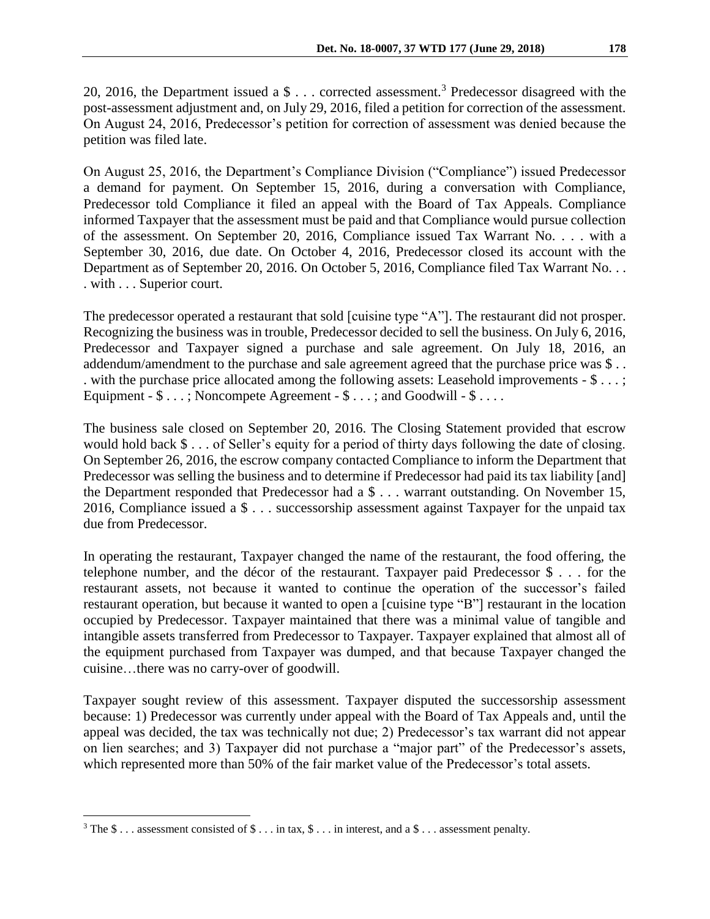20, 2016, the Department issued a $ . . . corrected assessment.[3] Predecessor disagreed with the post-assessment adjustment and, on July 29, 2016, filed a petition for correction of the assessment. On August 24, 2016, Predecessor's petition for correction of assessment was denied because the petition was filed late.

On August 25, 2016, the Department's Compliance Division ("Compliance") issued Predecessor a demand for payment. On September 15, 2016, during a conversation with Compliance, Predecessor told Compliance it filed an appeal with the Board of Tax Appeals. Compliance informed Taxpayer that the assessment must be paid and that Compliance would pursue collection of the assessment. On September 20, 2016, Compliance issued Tax Warrant No. . . . with a September 30, 2016, due date. On October 4, 2016, Predecessor closed its account with the Department as of September 20, 2016. On October 5, 2016, Compliance filed Tax Warrant No. . . . with . . . Superior court.

The predecessor operated a restaurant that sold [cuisine type "A"]. The restaurant did not prosper. Recognizing the business was in trouble, Predecessor decided to sell the business. On July 6, 2016, Predecessor and Taxpayer signed a purchase and sale agreement. On July 18, 2016, an addendum/amendment to the purchase and sale agreement agreed that the purchase price was $ . . . with the purchase price allocated among the following assets: Leasehold improvements - $ . . . ; Equipment - $ . . . ; Noncompete Agreement - $ . . . ; and Goodwill - $ . . . .

The business sale closed on September 20, 2016. The Closing Statement provided that escrow would hold back $ . . . of Seller's equity for a period of thirty days following the date of closing. On September 26, 2016, the escrow company contacted Compliance to inform the Department that Predecessor was selling the business and to determine if Predecessor had paid its tax liability [and] the Department responded that Predecessor had a $ . . . warrant outstanding. On November 15, 2016, Compliance issued a $ . . . successorship assessment against Taxpayer for the unpaid tax due from Predecessor.

In operating the restaurant, Taxpayer changed the name of the restaurant, the food offering, the telephone number, and the décor of the restaurant. Taxpayer paid Predecessor $ . . . for the restaurant assets, not because it wanted to continue the operation of the successor's failed restaurant operation, but because it wanted to open a [cuisine type "B"] restaurant in the location occupied by Predecessor. Taxpayer maintained that there was a minimal value of tangible and intangible assets transferred from Predecessor to Taxpayer. Taxpayer explained that almost all of the equipment purchased from Taxpayer was dumped, and that because Taxpayer changed the cuisine…there was no carry-over of goodwill.

Taxpayer sought review of this assessment. Taxpayer disputed the successorship assessment because: 1) Predecessor was currently under appeal with the Board of Tax Appeals and, until the appeal was decided, the tax was technically not due; 2) Predecessor's tax warrant did not appear on lien searches; and 3) Taxpayer did not purchase a "major part" of the Predecessor's assets, which represented more than 50% of the fair market value of the Predecessor's total assets.

---

[3] The $ . . . assessment consisted of $ . . . in tax, $ . . . in interest, and a $ . . . assessment penalty.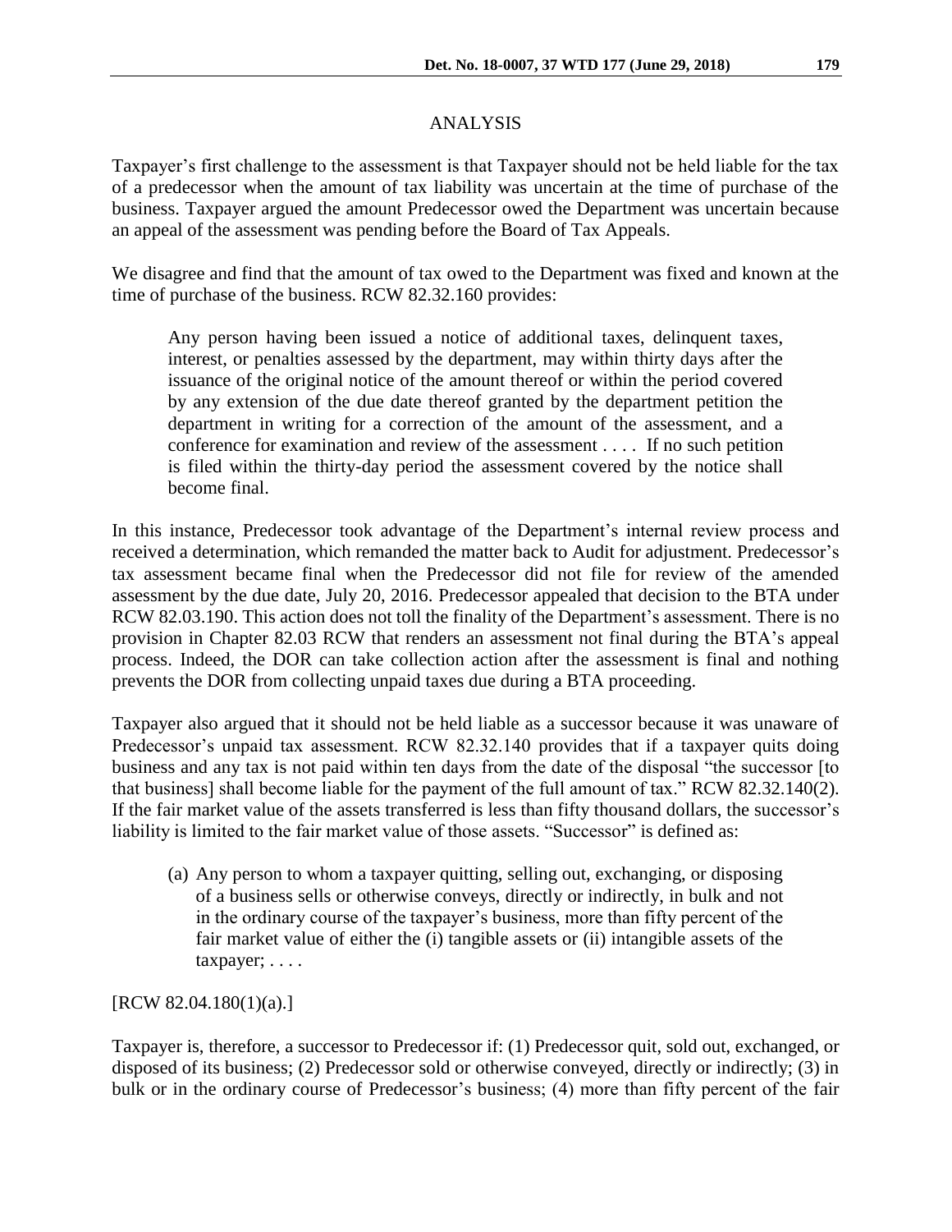## ANALYSIS

Taxpayer's first challenge to the assessment is that Taxpayer should not be held liable for the tax of a predecessor when the amount of tax liability was uncertain at the time of purchase of the business. Taxpayer argued the amount Predecessor owed the Department was uncertain because an appeal of the assessment was pending before the Board of Tax Appeals.

We disagree and find that the amount of tax owed to the Department was fixed and known at the time of purchase of the business. RCW 82.32.160 provides:

> Any person having been issued a notice of additional taxes, delinquent taxes, interest, or penalties assessed by the department, may within thirty days after the issuance of the original notice of the amount thereof or within the period covered by any extension of the due date thereof granted by the department petition the department in writing for a correction of the amount of the assessment, and a conference for examination and review of the assessment . . . . If no such petition is filed within the thirty-day period the assessment covered by the notice shall become final.

In this instance, Predecessor took advantage of the Department's internal review process and received a determination, which remanded the matter back to Audit for adjustment. Predecessor's tax assessment became final when the Predecessor did not file for review of the amended assessment by the due date, July 20, 2016. Predecessor appealed that decision to the BTA under RCW 82.03.190. This action does not toll the finality of the Department's assessment. There is no provision in Chapter 82.03 RCW that renders an assessment not final during the BTA's appeal process. Indeed, the DOR can take collection action after the assessment is final and nothing prevents the DOR from collecting unpaid taxes due during a BTA proceeding.

Taxpayer also argued that it should not be held liable as a successor because it was unaware of Predecessor's unpaid tax assessment. RCW 82.32.140 provides that if a taxpayer quits doing business and any tax is not paid within ten days from the date of the disposal "the successor [to that business] shall become liable for the payment of the full amount of tax." RCW 82.32.140(2). If the fair market value of the assets transferred is less than fifty thousand dollars, the successor's liability is limited to the fair market value of those assets. "Successor" is defined as:

> (a) Any person to whom a taxpayer quitting, selling out, exchanging, or disposing of a business sells or otherwise conveys, directly or indirectly, in bulk and not in the ordinary course of the taxpayer's business, more than fifty percent of the fair market value of either the (i) tangible assets or (ii) intangible assets of the taxpayer; . . . .

[RCW 82.04.180(1)(a).]

Taxpayer is, therefore, a successor to Predecessor if: (1) Predecessor quit, sold out, exchanged, or disposed of its business; (2) Predecessor sold or otherwise conveyed, directly or indirectly; (3) in bulk or in the ordinary course of Predecessor's business; (4) more than fifty percent of the fair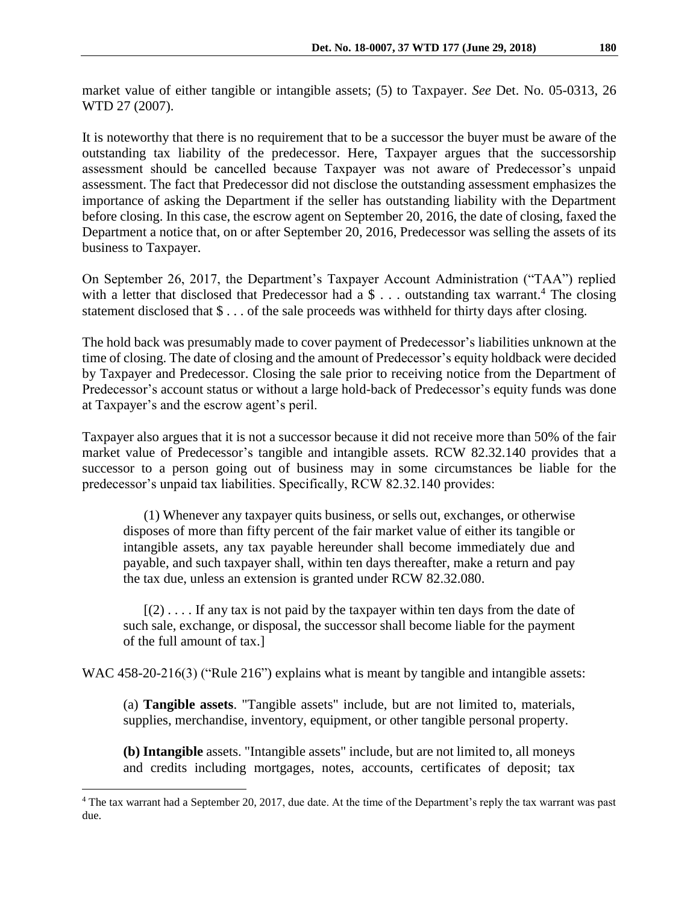market value of either tangible or intangible assets; (5) to Taxpayer. *See* Det. No. 05-0313, 26 WTD 27 (2007).

It is noteworthy that there is no requirement that to be a successor the buyer must be aware of the outstanding tax liability of the predecessor. Here, Taxpayer argues that the successorship assessment should be cancelled because Taxpayer was not aware of Predecessor's unpaid assessment. The fact that Predecessor did not disclose the outstanding assessment emphasizes the importance of asking the Department if the seller has outstanding liability with the Department before closing. In this case, the escrow agent on September 20, 2016, the date of closing, faxed the Department a notice that, on or after September 20, 2016, Predecessor was selling the assets of its business to Taxpayer.

On September 26, 2017, the Department's Taxpayer Account Administration ("TAA") replied with a letter that disclosed that Predecessor had a $ . . . outstanding tax warrant.[4] The closing statement disclosed that $ . . . of the sale proceeds was withheld for thirty days after closing.

The hold back was presumably made to cover payment of Predecessor's liabilities unknown at the time of closing. The date of closing and the amount of Predecessor's equity holdback were decided by Taxpayer and Predecessor. Closing the sale prior to receiving notice from the Department of Predecessor's account status or without a large hold-back of Predecessor's equity funds was done at Taxpayer's and the escrow agent's peril.

Taxpayer also argues that it is not a successor because it did not receive more than 50% of the fair market value of Predecessor's tangible and intangible assets. RCW 82.32.140 provides that a successor to a person going out of business may in some circumstances be liable for the predecessor's unpaid tax liabilities. Specifically, RCW 82.32.140 provides:

> (1) Whenever any taxpayer quits business, or sells out, exchanges, or otherwise disposes of more than fifty percent of the fair market value of either its tangible or intangible assets, any tax payable hereunder shall become immediately due and payable, and such taxpayer shall, within ten days thereafter, make a return and pay the tax due, unless an extension is granted under RCW 82.32.080.
>
> [(2) . . . . If any tax is not paid by the taxpayer within ten days from the date of such sale, exchange, or disposal, the successor shall become liable for the payment of the full amount of tax.]

WAC 458-20-216(3) ("Rule 216") explains what is meant by tangible and intangible assets:

> (a) **Tangible assets**. "Tangible assets" include, but are not limited to, materials, supplies, merchandise, inventory, equipment, or other tangible personal property.
>
> **(b) Intangible** assets. "Intangible assets" include, but are not limited to, all moneys and credits including mortgages, notes, accounts, certificates of deposit; tax

[4] The tax warrant had a September 20, 2017, due date. At the time of the Department's reply the tax warrant was past due.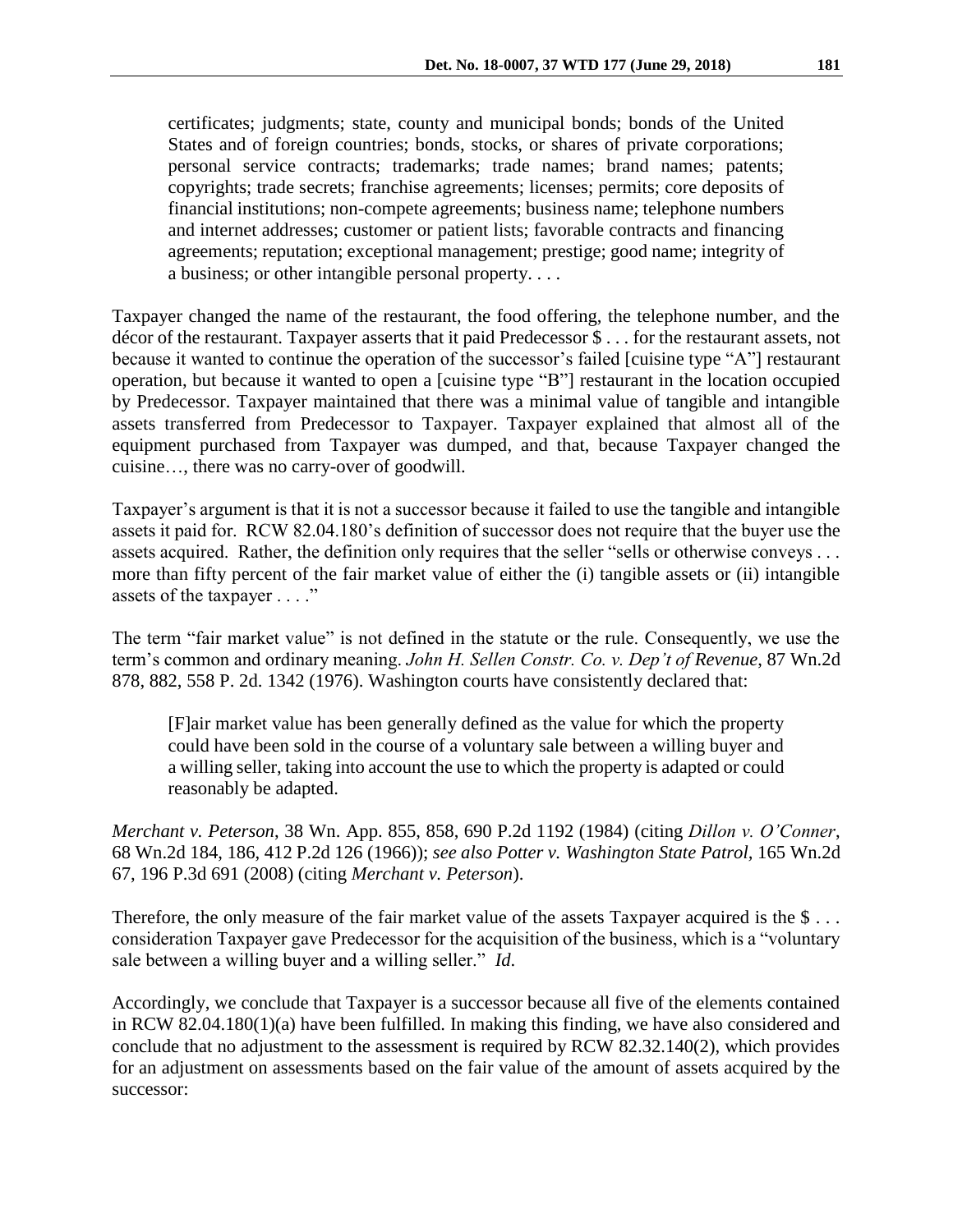> certificates; judgments; state, county and municipal bonds; bonds of the United States and of foreign countries; bonds, stocks, or shares of private corporations; personal service contracts; trademarks; trade names; brand names; patents; copyrights; trade secrets; franchise agreements; licenses; permits; core deposits of financial institutions; non-compete agreements; business name; telephone numbers and internet addresses; customer or patient lists; favorable contracts and financing agreements; reputation; exceptional management; prestige; good name; integrity of a business; or other intangible personal property. . . .

Taxpayer changed the name of the restaurant, the food offering, the telephone number, and the décor of the restaurant. Taxpayer asserts that it paid Predecessor $ . . . for the restaurant assets, not because it wanted to continue the operation of the successor's failed [cuisine type "A"] restaurant operation, but because it wanted to open a [cuisine type "B"] restaurant in the location occupied by Predecessor. Taxpayer maintained that there was a minimal value of tangible and intangible assets transferred from Predecessor to Taxpayer. Taxpayer explained that almost all of the equipment purchased from Taxpayer was dumped, and that, because Taxpayer changed the cuisine…, there was no carry-over of goodwill.

Taxpayer's argument is that it is not a successor because it failed to use the tangible and intangible assets it paid for. RCW 82.04.180's definition of successor does not require that the buyer use the assets acquired. Rather, the definition only requires that the seller "sells or otherwise conveys . . . more than fifty percent of the fair market value of either the (i) tangible assets or (ii) intangible assets of the taxpayer . . . ."

The term "fair market value" is not defined in the statute or the rule. Consequently, we use the term's common and ordinary meaning. *John H. Sellen Constr. Co. v. Dep't of Revenue*, 87 Wn.2d 878, 882, 558 P. 2d. 1342 (1976). Washington courts have consistently declared that:

> [F]air market value has been generally defined as the value for which the property could have been sold in the course of a voluntary sale between a willing buyer and a willing seller, taking into account the use to which the property is adapted or could reasonably be adapted.

*Merchant v. Peterson*, 38 Wn. App. 855, 858, 690 P.2d 1192 (1984) (citing *Dillon v. O'Conner*, 68 Wn.2d 184, 186, 412 P.2d 126 (1966)); *see also Potter v. Washington State Patrol,* 165 Wn.2d 67, 196 P.3d 691 (2008) (citing *Merchant v. Peterson*).

Therefore, the only measure of the fair market value of the assets Taxpayer acquired is the $ . . . consideration Taxpayer gave Predecessor for the acquisition of the business, which is a "voluntary sale between a willing buyer and a willing seller." *Id*.

Accordingly, we conclude that Taxpayer is a successor because all five of the elements contained in RCW 82.04.180(1)(a) have been fulfilled. In making this finding, we have also considered and conclude that no adjustment to the assessment is required by RCW 82.32.140(2), which provides for an adjustment on assessments based on the fair value of the amount of assets acquired by the successor: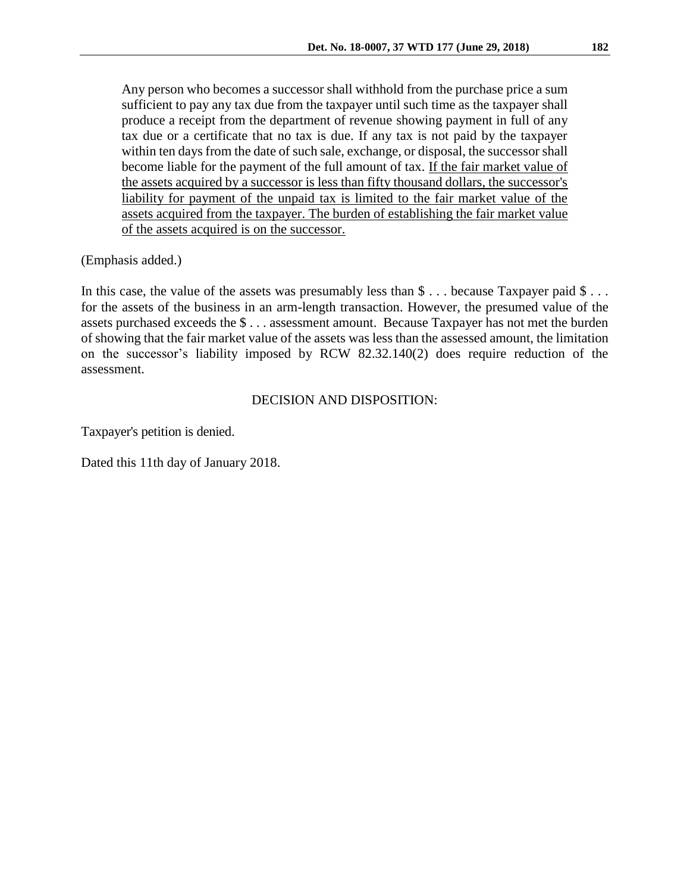> Any person who becomes a successor shall withhold from the purchase price a sum sufficient to pay any tax due from the taxpayer until such time as the taxpayer shall produce a receipt from the department of revenue showing payment in full of any tax due or a certificate that no tax is due. If any tax is not paid by the taxpayer within ten days from the date of such sale, exchange, or disposal, the successor shall become liable for the payment of the full amount of tax. <u>If the fair market value of the assets acquired by a successor is less than fifty thousand dollars, the successor's liability for payment of the unpaid tax is limited to the fair market value of the assets acquired from the taxpayer. The burden of establishing the fair market value of the assets acquired is on the successor.</u>

(Emphasis added.)

In this case, the value of the assets was presumably less than $ . . . because Taxpayer paid $ . . . for the assets of the business in an arm-length transaction. However, the presumed value of the assets purchased exceeds the $ . . . assessment amount. Because Taxpayer has not met the burden of showing that the fair market value of the assets was less than the assessed amount, the limitation on the successor's liability imposed by RCW 82.32.140(2) does require reduction of the assessment.

DECISION AND DISPOSITION:

Taxpayer's petition is denied.

Dated this 11th day of January 2018.